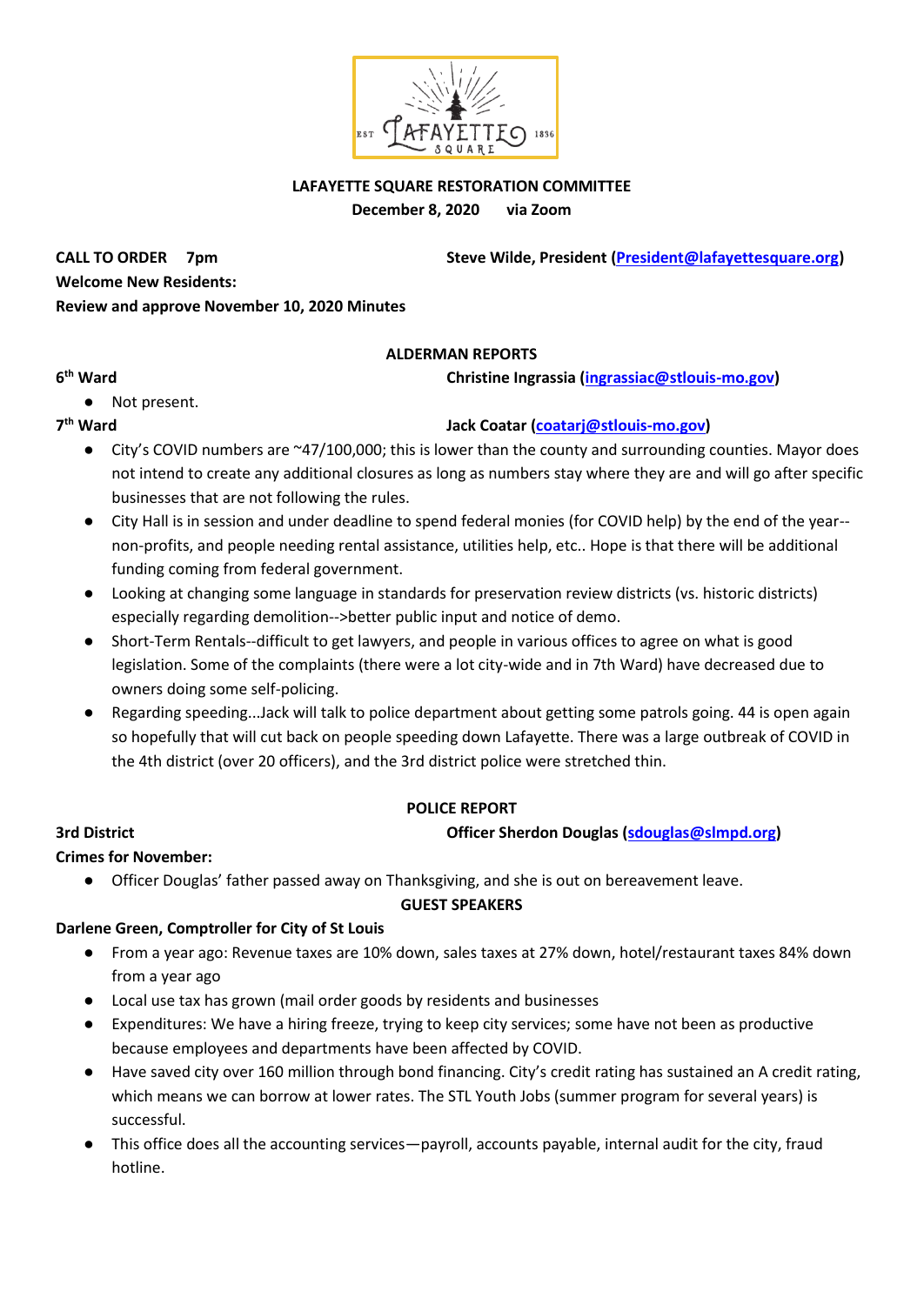**LAFAYETTE SQUARE RESTORATION COMMITTEE**
**December 8, 2020 via Zoom**

**CALL TO ORDER 7pm** **Steve Wilde, President (President@lafayettesquare.org)**

**Welcome New Residents:**

**Review and approve November 10, 2020 Minutes**

## ALDERMAN REPORTS

**6th Ward** **Christine Ingrassia (ingrassiac@stlouis-mo.gov)**

- Not present.

**7th Ward** **Jack Coatar (coatarj@stlouis-mo.gov)**

- City's COVID numbers are ~47/100,000; this is lower than the county and surrounding counties. Mayor does not intend to create any additional closures as long as numbers stay where they are and will go after specific businesses that are not following the rules.
- City Hall is in session and under deadline to spend federal monies (for COVID help) by the end of the year--non-profits, and people needing rental assistance, utilities help, etc.. Hope is that there will be additional funding coming from federal government.
- Looking at changing some language in standards for preservation review districts (vs. historic districts) especially regarding demolition-->better public input and notice of demo.
- Short-Term Rentals--difficult to get lawyers, and people in various offices to agree on what is good legislation. Some of the complaints (there were a lot city-wide and in 7th Ward) have decreased due to owners doing some self-policing.
- Regarding speeding...Jack will talk to police department about getting some patrols going. 44 is open again so hopefully that will cut back on people speeding down Lafayette. There was a large outbreak of COVID in the 4th district (over 20 officers), and the 3rd district police were stretched thin.

## POLICE REPORT

**3rd District** **Officer Sherdon Douglas (sdouglas@slmpd.org)**

**Crimes for November:**

- Officer Douglas' father passed away on Thanksgiving, and she is out on bereavement leave.

## GUEST SPEAKERS

**Darlene Green, Comptroller for City of St Louis**

- From a year ago: Revenue taxes are 10% down, sales taxes at 27% down, hotel/restaurant taxes 84% down from a year ago
- Local use tax has grown (mail order goods by residents and businesses
- Expenditures: We have a hiring freeze, trying to keep city services; some have not been as productive because employees and departments have been affected by COVID.
- Have saved city over 160 million through bond financing. City's credit rating has sustained an A credit rating, which means we can borrow at lower rates. The STL Youth Jobs (summer program for several years) is successful.
- This office does all the accounting services—payroll, accounts payable, internal audit for the city, fraud hotline.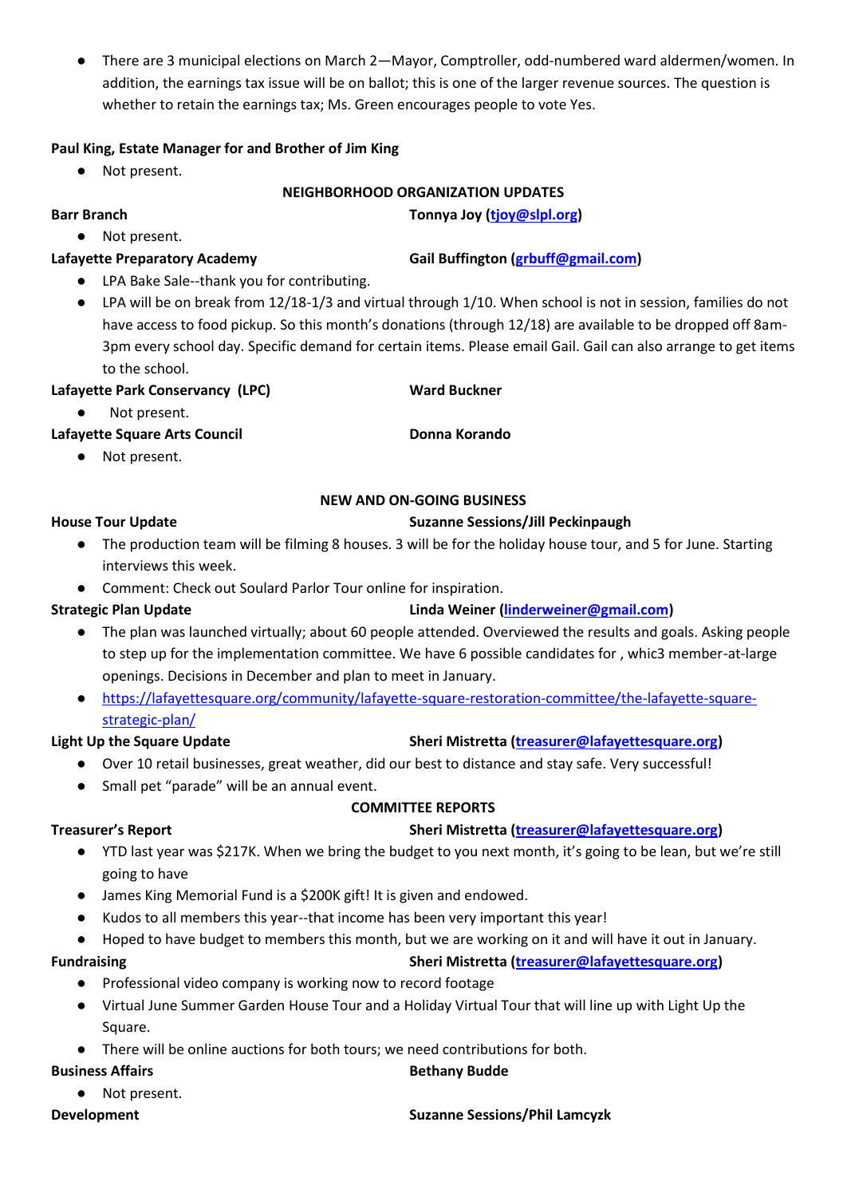- There are 3 municipal elections on March 2—Mayor, Comptroller, odd-numbered ward aldermen/women. In addition, the earnings tax issue will be on ballot; this is one of the larger revenue sources. The question is whether to retain the earnings tax; Ms. Green encourages people to vote Yes.

**Paul King, Estate Manager for and Brother of Jim King**

- Not present.

**NEIGHBORHOOD ORGANIZATION UPDATES**

**Barr Branch** **Tonnya Joy (tjoy@slpl.org)**

- Not present.

**Lafayette Preparatory Academy** **Gail Buffington (grbuff@gmail.com)**

- LPA Bake Sale--thank you for contributing.
- LPA will be on break from 12/18-1/3 and virtual through 1/10. When school is not in session, families do not have access to food pickup. So this month's donations (through 12/18) are available to be dropped off 8am-3pm every school day. Specific demand for certain items. Please email Gail. Gail can also arrange to get items to the school.

**Lafayette Park Conservancy (LPC)** **Ward Buckner**

- Not present.

**Lafayette Square Arts Council** **Donna Korando**

- Not present.

**NEW AND ON-GOING BUSINESS**

**House Tour Update** **Suzanne Sessions/Jill Peckinpaugh**

- The production team will be filming 8 houses. 3 will be for the holiday house tour, and 5 for June. Starting interviews this week.
- Comment: Check out Soulard Parlor Tour online for inspiration.

**Strategic Plan Update** **Linda Weiner (linderweiner@gmail.com)**

- The plan was launched virtually; about 60 people attended. Overviewed the results and goals. Asking people to step up for the implementation committee. We have 6 possible candidates for , whic3 member-at-large openings. Decisions in December and plan to meet in January.
- https://lafayettesquare.org/community/lafayette-square-restoration-committee/the-lafayette-square-strategic-plan/

**Light Up the Square Update** **Sheri Mistretta (treasurer@lafayettesquare.org)**

- Over 10 retail businesses, great weather, did our best to distance and stay safe. Very successful!
- Small pet "parade" will be an annual event.

**COMMITTEE REPORTS**

**Treasurer's Report** **Sheri Mistretta (treasurer@lafayettesquare.org)**

- YTD last year was $217K. When we bring the budget to you next month, it's going to be lean, but we're still going to have
- James King Memorial Fund is a $200K gift! It is given and endowed.
- Kudos to all members this year--that income has been very important this year!
- Hoped to have budget to members this month, but we are working on it and will have it out in January.

**Fundraising** **Sheri Mistretta (treasurer@lafayettesquare.org)**

- Professional video company is working now to record footage
- Virtual June Summer Garden House Tour and a Holiday Virtual Tour that will line up with Light Up the Square.
- There will be online auctions for both tours; we need contributions for both.

**Business Affairs** **Bethany Budde**

- Not present.

**Development** **Suzanne Sessions/Phil Lamcyzk**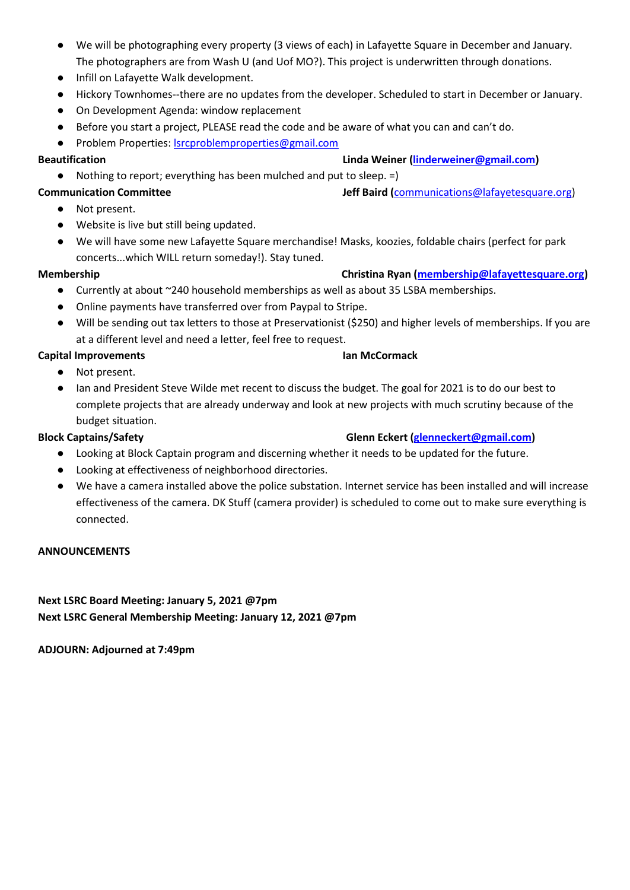- We will be photographing every property (3 views of each) in Lafayette Square in December and January. The photographers are from Wash U (and Uof MO?). This project is underwritten through donations.
- Infill on Lafayette Walk development.
- Hickory Townhomes--there are no updates from the developer. Scheduled to start in December or January.
- On Development Agenda: window replacement
- Before you start a project, PLEASE read the code and be aware of what you can and can't do.
- Problem Properties: lsrcproblemproperties@gmail.com

**Beautification** **Linda Weiner (linderweiner@gmail.com)**

- Nothing to report; everything has been mulched and put to sleep. =)

**Communication Committee** **Jeff Baird (**communications@lafayetesquare.org)

- Not present.
- Website is live but still being updated.
- We will have some new Lafayette Square merchandise! Masks, koozies, foldable chairs (perfect for park concerts...which WILL return someday!). Stay tuned.

**Membership** **Christina Ryan (membership@lafayettesquare.org)**

- Currently at about ~240 household memberships as well as about 35 LSBA memberships.
- Online payments have transferred over from Paypal to Stripe.
- Will be sending out tax letters to those at Preservationist ($250) and higher levels of memberships. If you are at a different level and need a letter, feel free to request.

**Capital Improvements** **Ian McCormack**

- Not present.
- Ian and President Steve Wilde met recent to discuss the budget. The goal for 2021 is to do our best to complete projects that are already underway and look at new projects with much scrutiny because of the budget situation.

**Block Captains/Safety** **Glenn Eckert (glenneckert@gmail.com)**

- Looking at Block Captain program and discerning whether it needs to be updated for the future.
- Looking at effectiveness of neighborhood directories.
- We have a camera installed above the police substation. Internet service has been installed and will increase effectiveness of the camera. DK Stuff (camera provider) is scheduled to come out to make sure everything is connected.

**ANNOUNCEMENTS**

**Next LSRC Board Meeting: January 5, 2021 @7pm**
**Next LSRC General Membership Meeting: January 12, 2021 @7pm**

**ADJOURN: Adjourned at 7:49pm**